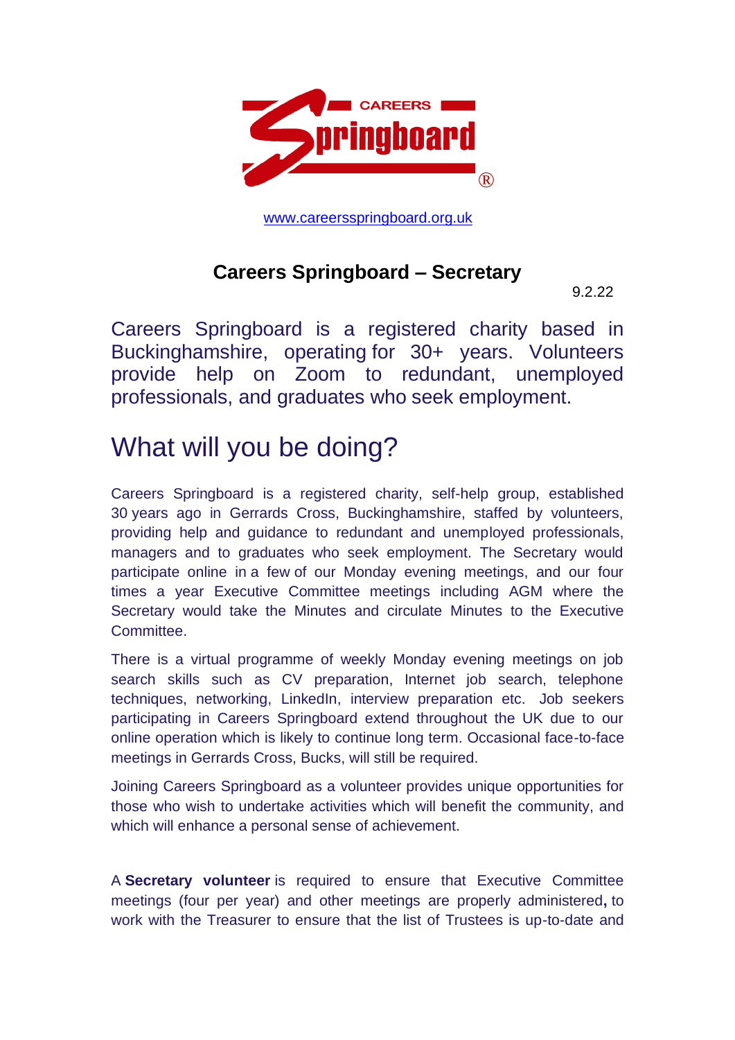[www.careersspringboard.org.uk](http://www.careersspringboard.org.uk)

## Careers Springboard – Secretary

9.2.22

Careers Springboard is a registered charity based in Buckinghamshire, operating for 30+ years. Volunteers provide help on Zoom to redundant, unemployed professionals, and graduates who seek employment.

# What will you be doing?

Careers Springboard is a registered charity, self-help group, established 30 years ago in Gerrards Cross, Buckinghamshire, staffed by volunteers, providing help and guidance to redundant and unemployed professionals, managers and to graduates who seek employment. The Secretary would participate online in a few of our Monday evening meetings, and our four times a year Executive Committee meetings including AGM where the Secretary would take the Minutes and circulate Minutes to the Executive Committee.

There is a virtual programme of weekly Monday evening meetings on job search skills such as CV preparation, Internet job search, telephone techniques, networking, LinkedIn, interview preparation etc. Job seekers participating in Careers Springboard extend throughout the UK due to our online operation which is likely to continue long term. Occasional face-to-face meetings in Gerrards Cross, Bucks, will still be required.

Joining Careers Springboard as a volunteer provides unique opportunities for those who wish to undertake activities which will benefit the community, and which will enhance a personal sense of achievement.

A **Secretary volunteer** is required to ensure that Executive Committee meetings (four per year) and other meetings are properly administered**,** to work with the Treasurer to ensure that the list of Trustees is up-to-date and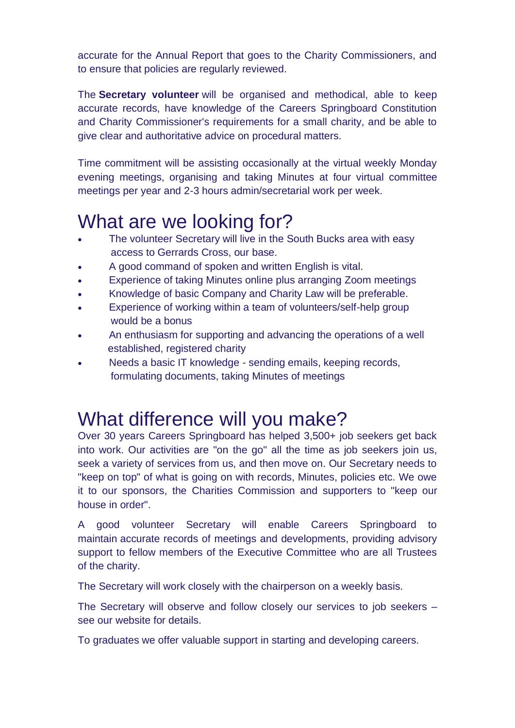accurate for the Annual Report that goes to the Charity Commissioners, and to ensure that policies are regularly reviewed.

The **Secretary volunteer** will be organised and methodical, able to keep accurate records, have knowledge of the Careers Springboard Constitution and Charity Commissioner's requirements for a small charity, and be able to give clear and authoritative advice on procedural matters.

Time commitment will be assisting occasionally at the virtual weekly Monday evening meetings, organising and taking Minutes at four virtual committee meetings per year and 2-3 hours admin/secretarial work per week.

# What are we looking for?

- The volunteer Secretary will live in the South Bucks area with easy access to Gerrards Cross, our base.
- A good command of spoken and written English is vital.
- Experience of taking Minutes online plus arranging Zoom meetings
- Knowledge of basic Company and Charity Law will be preferable.
- Experience of working within a team of volunteers/self-help group would be a bonus
- An enthusiasm for supporting and advancing the operations of a well established, registered charity
- Needs a basic IT knowledge - sending emails, keeping records, formulating documents, taking Minutes of meetings

# What difference will you make?

Over 30 years Careers Springboard has helped 3,500+ job seekers get back into work. Our activities are "on the go" all the time as job seekers join us, seek a variety of services from us, and then move on. Our Secretary needs to "keep on top" of what is going on with records, Minutes, policies etc. We owe it to our sponsors, the Charities Commission and supporters to "keep our house in order".

A good volunteer Secretary will enable Careers Springboard to maintain accurate records of meetings and developments, providing advisory support to fellow members of the Executive Committee who are all Trustees of the charity.

The Secretary will work closely with the chairperson on a weekly basis.

The Secretary will observe and follow closely our services to job seekers – see our website for details.

To graduates we offer valuable support in starting and developing careers.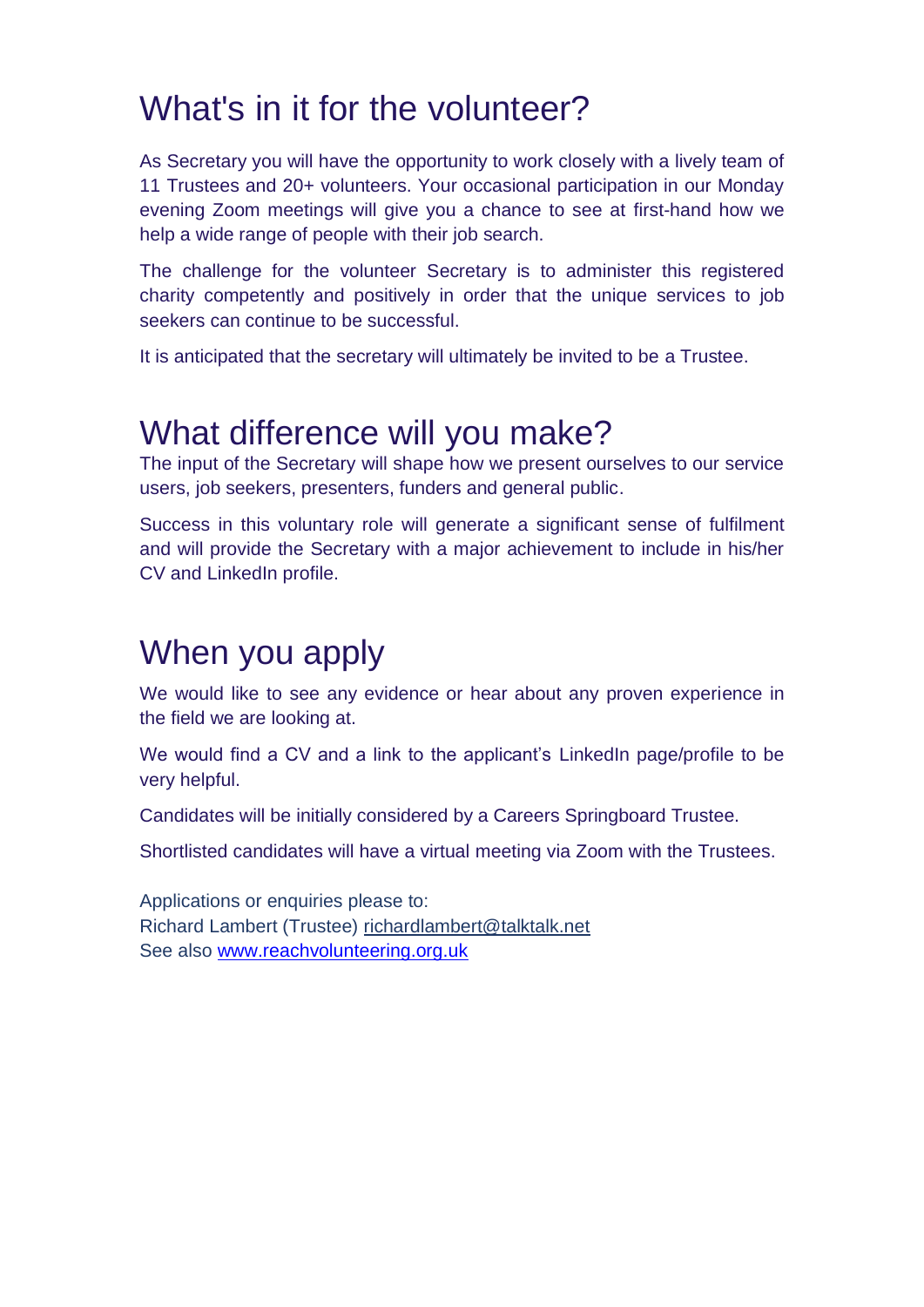# What's in it for the volunteer?

As Secretary you will have the opportunity to work closely with a lively team of 11 Trustees and 20+ volunteers. Your occasional participation in our Monday evening Zoom meetings will give you a chance to see at first-hand how we help a wide range of people with their job search.

The challenge for the volunteer Secretary is to administer this registered charity competently and positively in order that the unique services to job seekers can continue to be successful.

It is anticipated that the secretary will ultimately be invited to be a Trustee.

# What difference will you make?

The input of the Secretary will shape how we present ourselves to our service users, job seekers, presenters, funders and general public.

Success in this voluntary role will generate a significant sense of fulfilment and will provide the Secretary with a major achievement to include in his/her CV and LinkedIn profile.

# When you apply

We would like to see any evidence or hear about any proven experience in the field we are looking at.

We would find a CV and a link to the applicant's LinkedIn page/profile to be very helpful.

Candidates will be initially considered by a Careers Springboard Trustee.

Shortlisted candidates will have a virtual meeting via Zoom with the Trustees.

Applications or enquiries please to:
Richard Lambert (Trustee) richardlambert@talktalk.net
See also www.reachvolunteering.org.uk